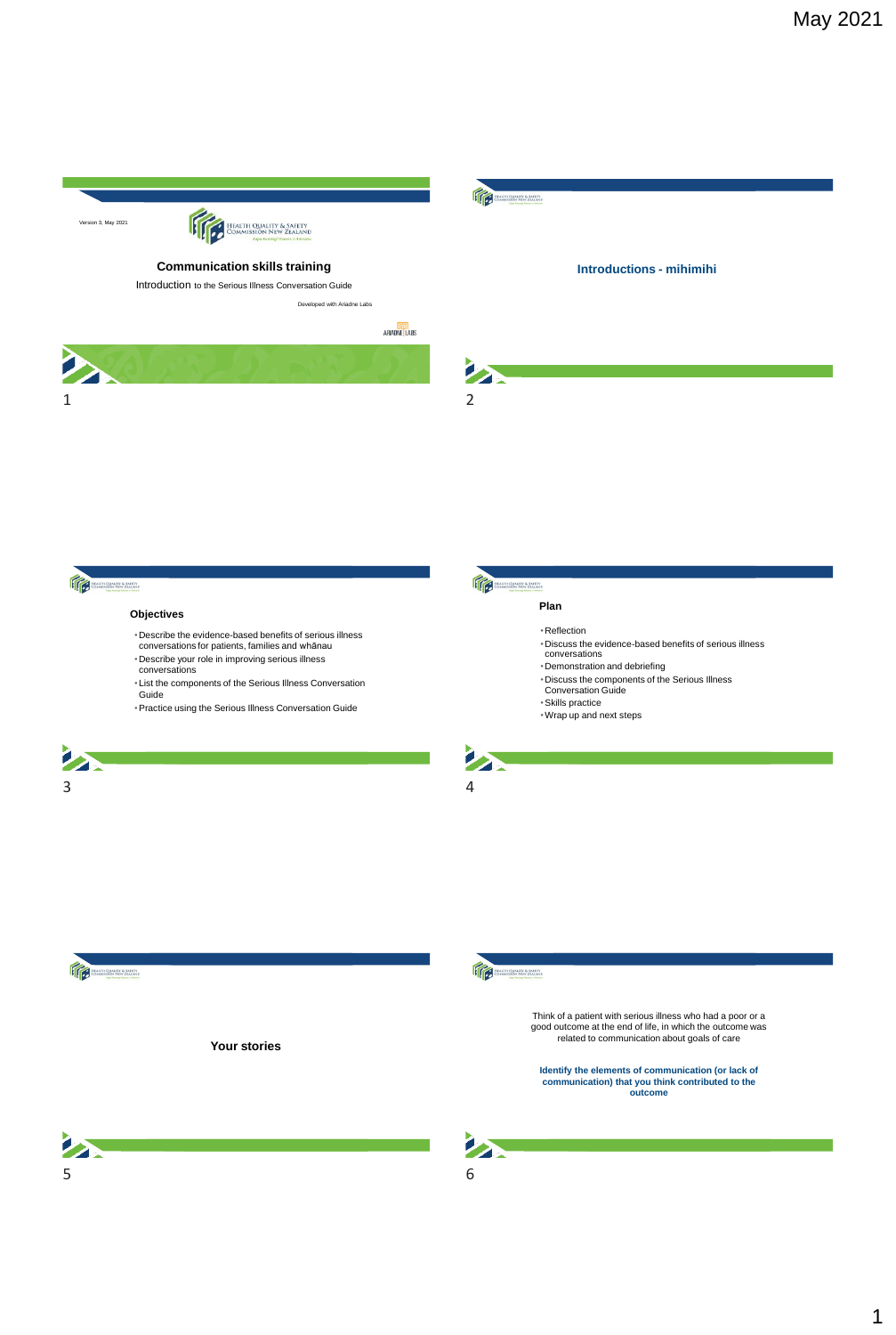May 2021

Version 3, May 2021

HEALTH QUALITY & SAFETY COMMISSION NEW ZEALAND

## Communication skills training

Introduction to the Serious Illness Conversation Guide

Developed with Ariadne Labs

ARIADNE LABS

## Introductions - mihimihi

## Objectives

- Describe the evidence-based benefits of serious illness conversations for patients, families and whānau
- Describe your role in improving serious illness conversations
- List the components of the Serious Illness Conversation Guide
- Practice using the Serious Illness Conversation Guide

## Plan

- Reflection
- Discuss the evidence-based benefits of serious illness conversations
- Demonstration and debriefing
- Discuss the components of the Serious Illness Conversation Guide
- Skills practice
- Wrap up and next steps

## Your stories

Think of a patient with serious illness who had a poor or a good outcome at the end of life, in which the outcome was related to communication about goals of care

**Identify the elements of communication (or lack of communication) that you think contributed to the outcome**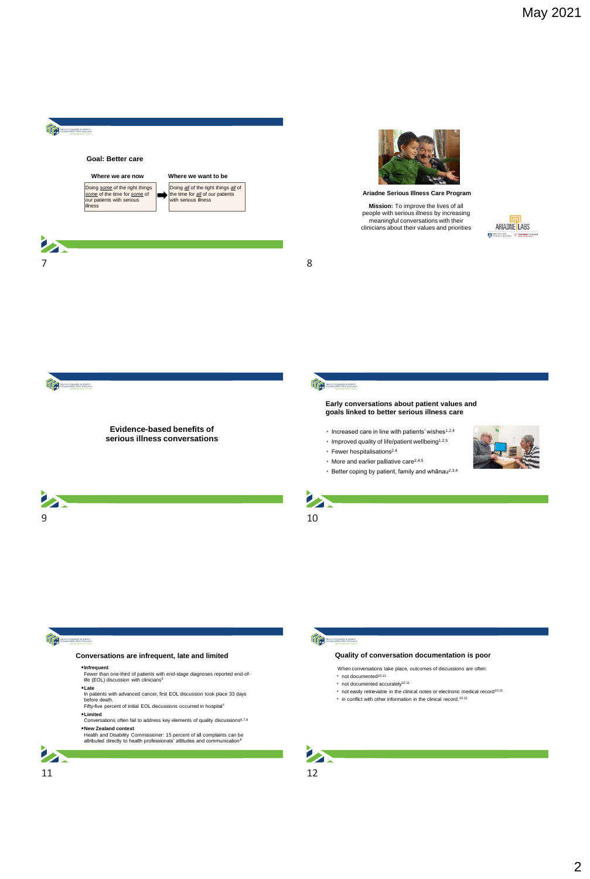### Goal: Better care

| Where we are now | | Where we want to be |
|---|---|---|
| Doing *some* of the right things *some* of the time for *some* of our patients with serious illness | ➡ | Doing *all* of the right things *all* of the time for *all* of our patients with serious illness |

### Ariadne Serious Illness Care Program

**Mission:** To improve the lives of all people with serious illness by increasing meaningful conversations with their clinicians about their values and priorities

### Evidence-based benefits of serious illness conversations

### Early conversations about patient values and goals linked to better serious illness care

- Increased care in line with patients' wishes[1,2,4]
- Improved quality of life/patient wellbeing[1,2,5]
- Fewer hospitalisations[2,4]
- More and earlier palliative care[2,4,5]
- Better coping by patient, family and whānau[2,3,4]

### Conversations are infrequent, late and limited

- **Infrequent**
  Fewer than one-third of patients with end-stage diagnoses reported end-of-life (EOL) discussion with clinicians[6]
- **Late**
  In patients with advanced cancer, first EOL discussion took place 33 days before death.
  Fifty-five percent of initial EOL discussions occurred in hospital[7]
- **Limited**
  Conversations often fail to address key elements of quality discussions[6,7,8]
- **New Zealand context**
  Health and Disability Commissioner: 15 percent of all complaints can be attributed directly to health professionals' attitudes and communication[9]

### Quality of conversation documentation is poor

When conversations take place, outcomes of discussions are often:

- not documented[10,11]
- not documented accurately[10,11]
- not easily retrievable in the clinical notes or electronic medical record[10,11]
- in conflict with other information in the clinical record.[10,11]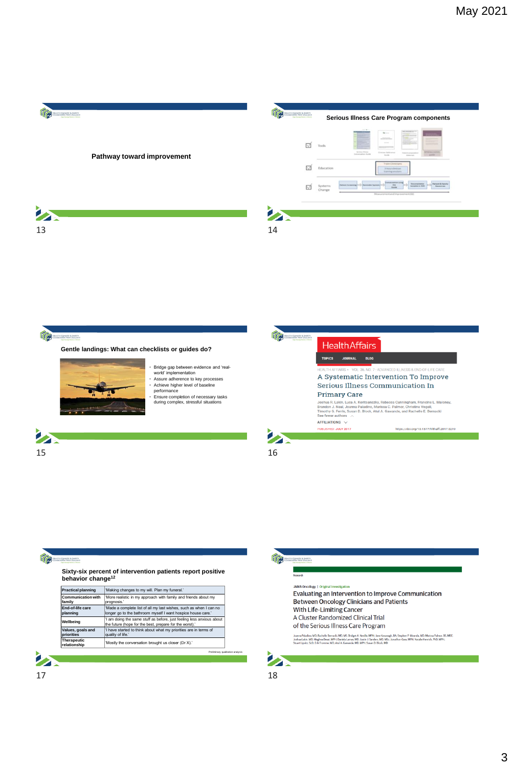May 2021

## Pathway toward improvement

13

## Serious Illness Care Program components

Tools

Education

Systems Change

14

## Gentle landings: What can checklists or guides do?

- Bridge gap between evidence and 'real-world' implementation
- Assure adherence to key processes
- Achieve higher level of baseline performance
- Ensure completion of necessary tasks during complex, stressful situations

15

HealthAffairs

TOPICS JOURNAL BLOG

HEALTH AFFAIRS > VOL. 36, NO. 7: ADVANCED ILLNESS & END-OF-LIFE CARE

**A Systematic Intervention To Improve Serious Illness Communication In Primary Care**

Joshua R. Lakin, Luca A. Koritsanszky, Rebecca Cunningham, Francine L. Maloney, Brandon J. Neal, Joanna Paladino, Marissa C. Palmor, Christine Vogeli, Timothy G. Ferris, Susan D. Block, Atul A. Gawande, and Rachelle E. Bernacki

See fewer authors

AFFILIATIONS

PUBLISHED: JULY 2017

https://doi.org/10.1377/hlthaff.2017.0219

16

## Sixty-six percent of intervention patients report positive behavior change[12]

| | |
|---|---|
| **Practical planning** | 'Making changes to my will. Plan my funeral.' |
| **Communication with family** | 'More realistic in my approach with family and friends about my prognosis.' |
| **End-of-life care planning** | 'Made a complete list of all my last wishes, such as when I can no longer go to the bathroom myself I want hospice house care.' |
| **Wellbeing** | 'I am doing the same stuff as before, just feeling less anxious about the future (hope for the best, prepare for the worst).' |
| **Values, goals and priorities** | 'I have started to think about what my priorities are in terms of quality of life.' |
| **Therapeutic relationship** | 'Mostly the conversation brought us closer (Dr X).' |

Preliminary qualitative analysis

17

Research

JAMA Oncology | Original Investigation

**Evaluating an Intervention to Improve Communication Between Oncology Clinicians and Patients With Life-Limiting Cancer**
**A Cluster Randomized Clinical Trial of the Serious Illness Care Program**

Joanna Paladino, MD; Rachelle Bernacki, MD, MS; Bridget A. Neville, MPH; Jane Kavanagh, BA; Stephen P. Miranda, MD; Marissa Palmor, BS, MSE; Joshua Lakin, MD; Meghna Desai, MPH; Daniela Lamas, MD; Justin J. Sanders, MD, MSc; Jonathan Gass, MPH; Natalie Henrich, PhD, MPH; Stuart Lipsitz, ScD; Erik Fromme, MD; Atul A. Gawande, MD, MPH; Susan D. Block, MD

18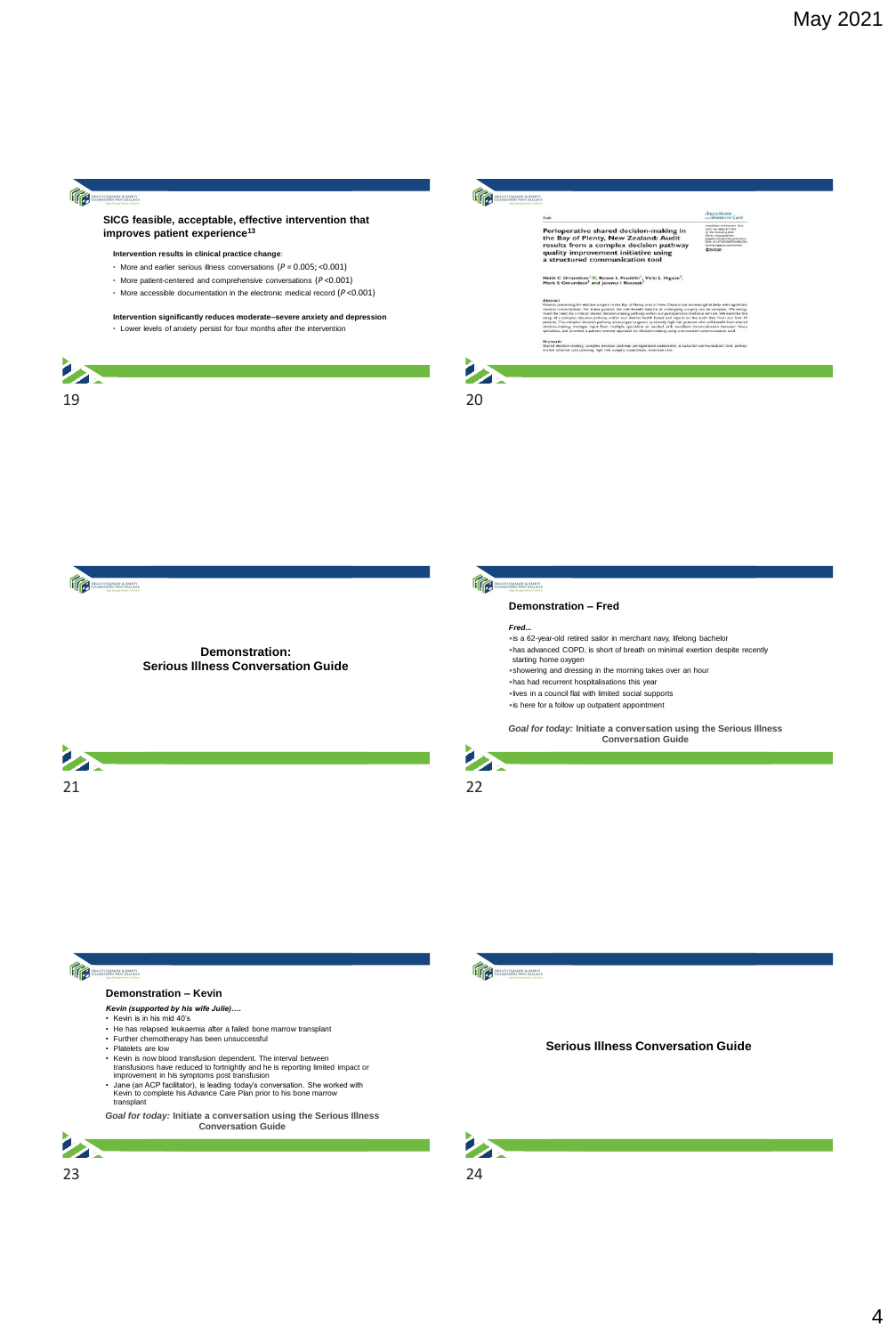## SICG feasible, acceptable, effective intervention that improves patient experience[13]

**Intervention results in clinical practice change**:

- More and earlier serious illness conversations ($P = 0.005$; $<0.001$)
- More patient-centered and comprehensive conversations ($P <0.001$)
- More accessible documentation in the electronic medical record ($P <0.001$)

**Intervention significantly reduces moderate–severe anxiety and depression**

- Lower levels of anxiety persist for four months after the intervention

---

Audit

**Perioperative shared decision-making in the Bay of Plenty, New Zealand: Audit results from a complex decision pathway quality improvement initiative using a structured communication tool**

Heidi C Orrandson, Rowan L Franklin, Vicki L Higson, Mark S Ormandson and Jeremy I Rossack

**Abstract**

**Keywords**

---

## Demonstration: Serious Illness Conversation Guide

---

## Demonstration – Fred

***Fred...***

- is a 62-year-old retired sailor in merchant navy, lifelong bachelor
- has advanced COPD, is short of breath on minimal exertion despite recently starting home oxygen
- showering and dressing in the morning takes over an hour
- has had recurrent hospitalisations this year
- lives in a council flat with limited social supports
- is here for a follow up outpatient appointment

***Goal for today:*** **Initiate a conversation using the Serious Illness Conversation Guide**

---

## Demonstration – Kevin

***Kevin (supported by his wife Julie)….***

- Kevin is in his mid 40's
- He has relapsed leukaemia after a failed bone marrow transplant
- Further chemotherapy has been unsuccessful
- Platelets are low
- Kevin is now blood transfusion dependent. The interval between transfusions have reduced to fortnightly and he is reporting limited impact or improvement in his symptoms post transfusion
- Jane (an ACP facilitator), is leading today's conversation. She worked with Kevin to complete his Advance Care Plan prior to his bone marrow transplant

***Goal for today:*** **Initiate a conversation using the Serious Illness Conversation Guide**

---

## Serious Illness Conversation Guide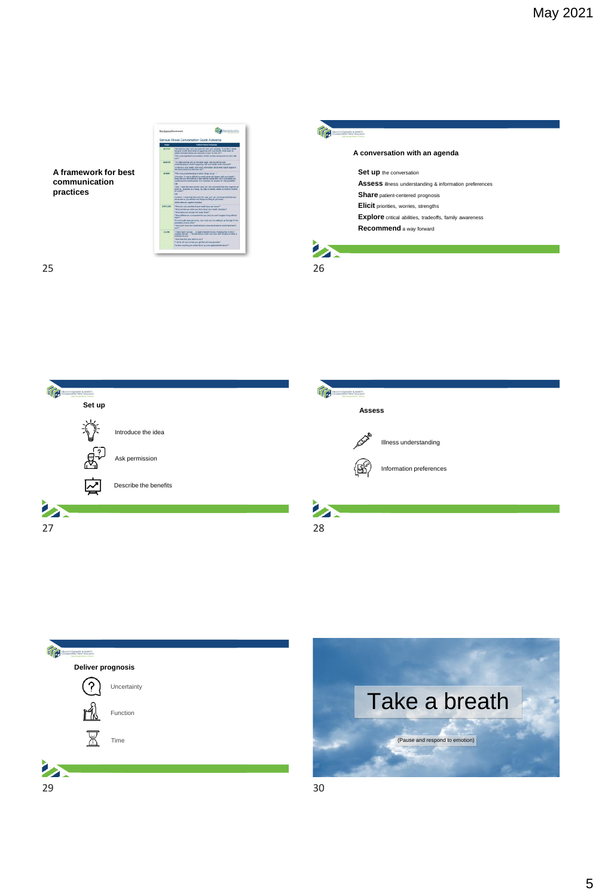May 2021

## Slide 25

**A framework for best communication practices**

## Slide 26

**A conversation with an agenda**

**Set up** the conversation
**Assess** illness understanding & information preferences
**Share** patient-centered prognosis
**Elicit** priorities, worries, strengths
**Explore** critical abilities, tradeoffs, family awareness
**Recommend** a way forward

## Slide 27

**Set up**

- Introduce the idea
- Ask permission
- Describe the benefits

## Slide 28

**Assess**

- Illness understanding
- Information preferences

## Slide 29

**Deliver prognosis**

- Uncertainty
- Function
- Time

## Slide 30

Take a breath

(Pause and respond to emotion)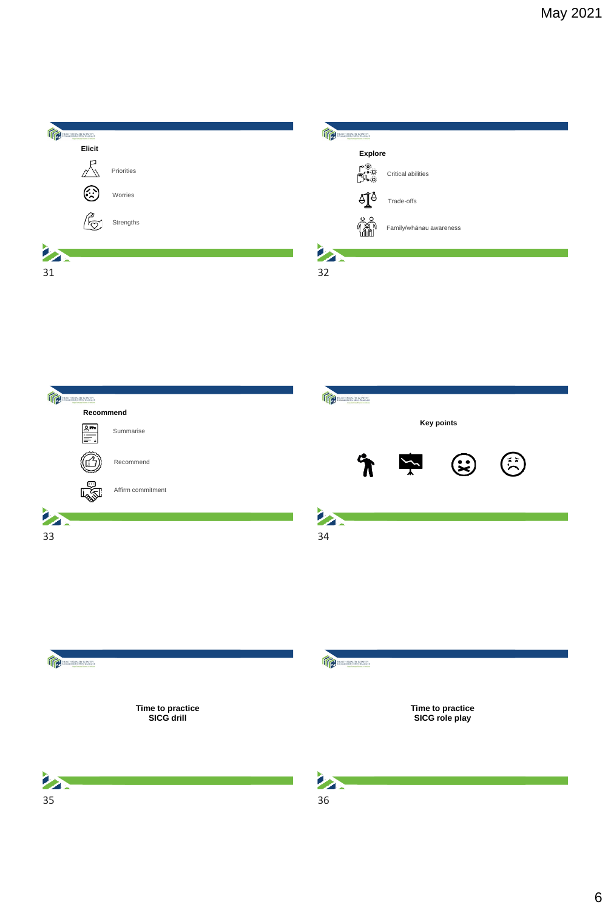**Elicit**

- Priorities
- Worries
- Strengths

31

**Explore**

- Critical abilities
- Trade-offs
- Family/whānau awareness

32

**Recommend**

- Summarise
- Recommend
- Affirm commitment

33

**Key points**

34

**Time to practice**
**SICG drill**

35

**Time to practice**
**SICG role play**

36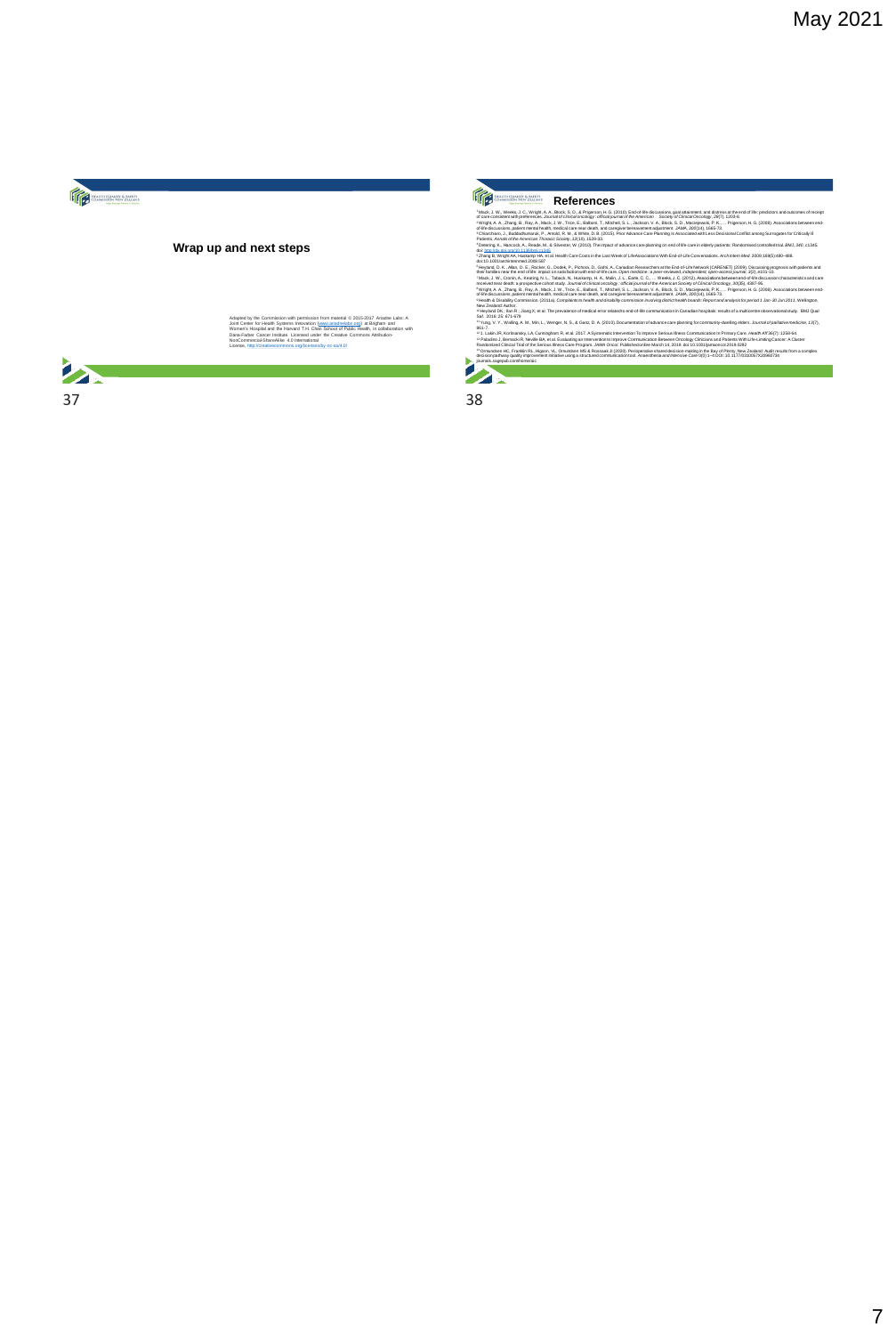## Wrap up and next steps

Adapted by the Commission with permission from material © 2015-2017 Ariadne Labs: A Joint Center for Health Systems Innovation (www.ariadnelabs.org) at Brigham and Women's Hospital and the Harvard T.H. Chan School of Public Health, in collaboration with Dana-Farber Cancer Institute. Licensed under the Creative Commons Attribution-NonCommercial-ShareAlike 4.0 International License, http://creativecommons.org/licenses/by-nc-sa/4.0/

## References

[1] Mack, J. W., Weeks, J. C., Wright, A. A., Block, S. D., & Prigerson, H. G. (2010). End-of-life discussions, goal attainment, and distress at the end of life: predictors and outcomes of receipt of care consistent with preferences. *Journal of clinical oncology : official journal of the American Society of Clinical Oncology*, 28(7), 1203-8.

[2] Wright, A. A., Zhang, B., Ray, A., Mack, J. W., Trice, E., Balboni, T., Mitchell, S. L., Jackson, V. A., Block, S. D., Maciejewski, P. K., ... Prigerson, H. G. (2008). Associations between end-of-life discussions, patient mental health, medical care near death, and caregiver bereavement adjustment. *JAMA*, 300(14), 1665-73.

[3] Chiarchiaro, J., Buddadhumaruk, P., Arnold, R. M., & White, D. B. (2015). Prior Advance Care Planning Is Associated with Less Decisional Conflict among Surrogates for Critically Ill Patients. *Annals of the American Thoracic Society*, 12(10), 1528-33.

[4] Detering, K., Hancock, A., Reade, M., & Silvester, W. (2010). The impact of advance care planning on end of life care in elderly patients: Randomised controlled trial. *BMJ*, 340, c1345. doi: https://dx.doi.org/10.1136/bmj.c1345

[5] Zhang B, Wright AA, Huskamp HA, et al. Health Care Costs in the Last Week of Life Associations With End-of-Life Conversations. *Arch Intern Med*. 2009;169(5):480–488. doi:10.1001/archinternmed.2008.587

[6] Heyland, D. K., Allan, D. E., Rocker, G., Dodek, P., Pichora, D., Gafni, A., Canadian Researchers at the End-of-Life Network (CARENET) (2009). Discussing prognosis with patients and their families near the end of life: impact on satisfaction with end-of-life care. *Open medicine : a peer-reviewed, independent, open-access journal*, 3(2), e101-10.

[7] Mack, J. W., Cronin, A., Keating, N. L., Taback, N., Huskamp, H. A., Malin, J. L., Earle, C. C., ... Weeks, J. C. (2012). Associations between end-of-life discussion characteristics and care received near death: a prospective cohort study. *Journal of clinical oncology : official journal of the American Society of Clinical Oncology*, 30(35), 4387-95.

[8] Wright, A. A., Zhang, B., Ray, A., Mack, J. W., Trice, E., Balboni, T., Mitchell, S. L., Jackson, V. A., Block, S. D., Maciejewski, P. K., ... Prigerson, H. G. (2008). Associations between end-of-life discussions, patient mental health, medical care near death, and caregiver bereavement adjustment. *JAMA*, 300(14), 1665-73.

[9] Health & Disability Commission. (2011a). *Complaints to health and disability commission involving district health boards: Report and analysis for period 1 Jan–30 Jun 2011*. Wellington, New Zealand: Author.

[10] Heyland DK, Ilan R., Jiang X, et al. The prevalence of medical error related to end-of-life communication in Canadian hospitals: results of a multicentre observational study. BMJ Qual Saf. 2016; 25: 671-679

[11] Yung, V. Y., Walling, A. M., Min, L., Wenger, N. S., & Ganz, D. A. (2010). Documentation of advance care planning for community-dwelling elders. *Journal of palliative medicine*, 13(7), 861-7.

[12] 1. Lakin JR, Koritsanszky, LA, Cunningham R, et al. 2017. A Systematic Intervention To Improve Serious Illness Communication In Primary Care. *Health Aff* 36(7): 1258-64.

[13] Paladino J, Bernacki R, Neville BA, et al. Evaluating an Intervention to Improve Communication Between Oncology Clinicians and Patients With Life-Limiting Cancer: A Cluster Randomized Clinical Trial of the Serious Illness Care Program. *JAMA Oncol*. Published online March 14, 2019. doi:10.1001/jamaoncol.2019.0292

[14] Ormandsen HC, Franklin RL, Higson, VL, Ormandsen MS & Rossaak J (2020). Perioperative shared decision-making in the Bay of Plenty, New Zealand: Audit results from a complex decision pathway quality improvement initiative using a structured communication tool. *Anaesthesia and Intensive Care* 0(0) 1–8 DOI: 10.1177/0310057X20960734 journals.sagepub.com/home/aic